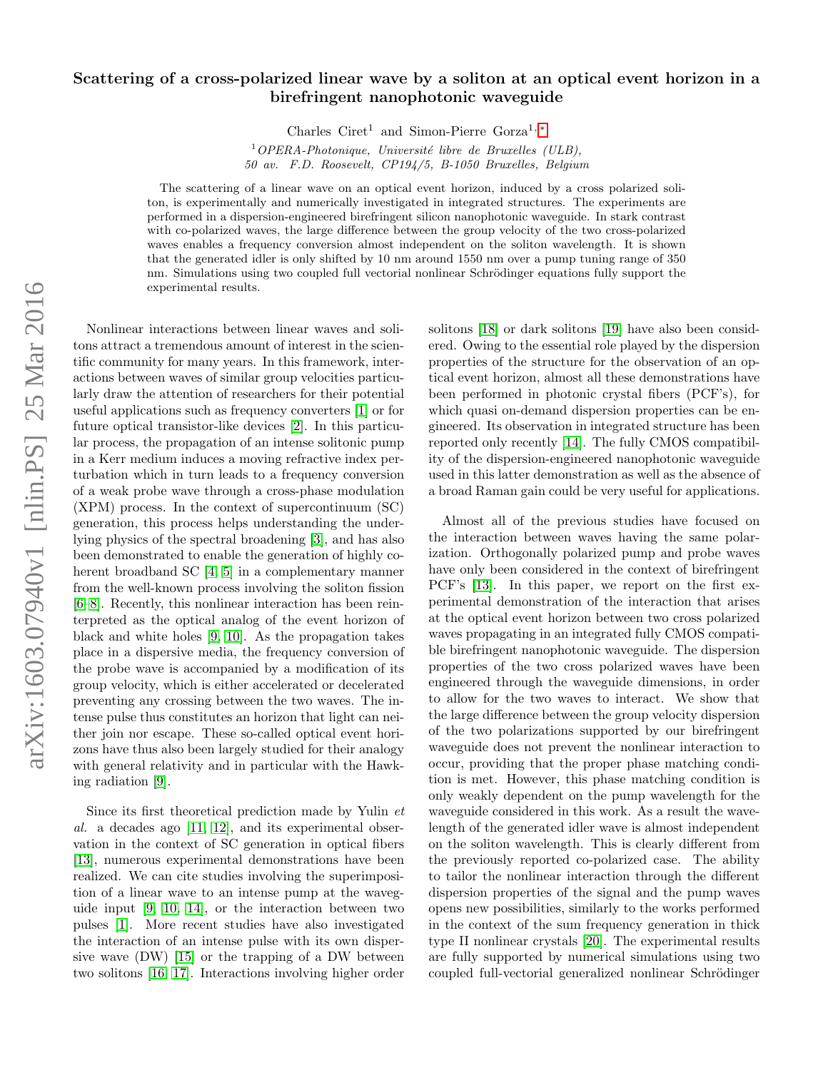# Scattering of a cross-polarized linear wave by a soliton at an optical event horizon in a birefringent nanophotonic waveguide

Charles Ciret[1] and Simon-Pierre Gorza[1,*]

[1] *OPERA-Photonique, Université libre de Bruxelles (ULB), 50 av. F.D. Roosevelt, CP194/5, B-1050 Bruxelles, Belgium*

The scattering of a linear wave on an optical event horizon, induced by a cross polarized soliton, is experimentally and numerically investigated in integrated structures. The experiments are performed in a dispersion-engineered birefringent silicon nanophotonic waveguide. In stark contrast with co-polarized waves, the large difference between the group velocity of the two cross-polarized waves enables a frequency conversion almost independent on the soliton wavelength. It is shown that the generated idler is only shifted by 10 nm around 1550 nm over a pump tuning range of 350 nm. Simulations using two coupled full vectorial nonlinear Schrödinger equations fully support the experimental results.

Nonlinear interactions between linear waves and solitons attract a tremendous amount of interest in the scientific community for many years. In this framework, interactions between waves of similar group velocities particularly draw the attention of researchers for their potential useful applications such as frequency converters [1] or for future optical transistor-like devices [2]. In this particular process, the propagation of an intense solitonic pump in a Kerr medium induces a moving refractive index perturbation which in turn leads to a frequency conversion of a weak probe wave through a cross-phase modulation (XPM) process. In the context of supercontinuum (SC) generation, this process helps understanding the underlying physics of the spectral broadening [3], and has also been demonstrated to enable the generation of highly coherent broadband SC [4, 5] in a complementary manner from the well-known process involving the soliton fission [6–8]. Recently, this nonlinear interaction has been reinterpreted as the optical analog of the event horizon of black and white holes [9, 10]. As the propagation takes place in a dispersive media, the frequency conversion of the probe wave is accompanied by a modification of its group velocity, which is either accelerated or decelerated preventing any crossing between the two waves. The intense pulse thus constitutes an horizon that light can neither join nor escape. These so-called optical event horizons have thus also been largely studied for their analogy with general relativity and in particular with the Hawking radiation [9].

Since its first theoretical prediction made by Yulin *et al.* a decades ago [11, 12], and its experimental observation in the context of SC generation in optical fibers [13], numerous experimental demonstrations have been realized. We can cite studies involving the superimposition of a linear wave to an intense pump at the waveguide input [9, 10, 14], or the interaction between two pulses [1]. More recent studies have also investigated the interaction of an intense pulse with its own dispersive wave (DW) [15] or the trapping of a DW between two solitons [16, 17]. Interactions involving higher order solitons [18] or dark solitons [19] have also been considered. Owing to the essential role played by the dispersion properties of the structure for the observation of an optical event horizon, almost all these demonstrations have been performed in photonic crystal fibers (PCF's), for which quasi on-demand dispersion properties can be engineered. Its observation in integrated structure has been reported only recently [14]. The fully CMOS compatibility of the dispersion-engineered nanophotonic waveguide used in this latter demonstration as well as the absence of a broad Raman gain could be very useful for applications.

Almost all of the previous studies have focused on the interaction between waves having the same polarization. Orthogonally polarized pump and probe waves have only been considered in the context of birefringent PCF's [13]. In this paper, we report on the first experimental demonstration of the interaction that arises at the optical event horizon between two cross polarized waves propagating in an integrated fully CMOS compatible birefringent nanophotonic waveguide. The dispersion properties of the two cross polarized waves have been engineered through the waveguide dimensions, in order to allow for the two waves to interact. We show that the large difference between the group velocity dispersion of the two polarizations supported by our birefringent waveguide does not prevent the nonlinear interaction to occur, providing that the proper phase matching condition is met. However, this phase matching condition is only weakly dependent on the pump wavelength for the waveguide considered in this work. As a result the wavelength of the generated idler wave is almost independent on the soliton wavelength. This is clearly different from the previously reported co-polarized case. The ability to tailor the nonlinear interaction through the different dispersion properties of the signal and the pump waves opens new possibilities, similarly to the works performed in the context of the sum frequency generation in thick type II nonlinear crystals [20]. The experimental results are fully supported by numerical simulations using two coupled full-vectorial generalized nonlinear Schrödinger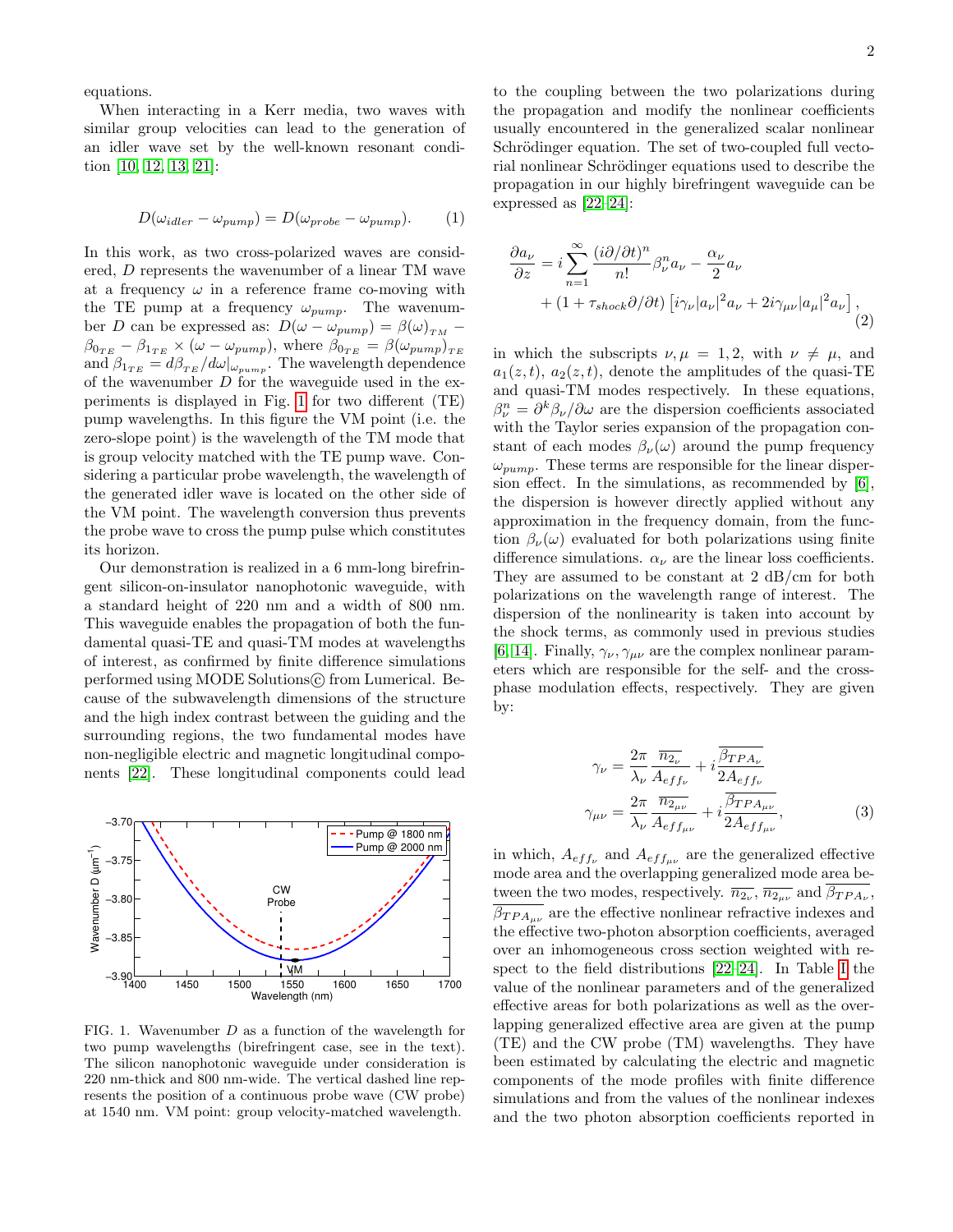equations.

When interacting in a Kerr media, two waves with similar group velocities can lead to the generation of an idler wave set by the well-known resonant condition [10, 12, 13, 21]:

$$D(\omega_{idler} - \omega_{pump}) = D(\omega_{probe} - \omega_{pump}). \tag{1}$$

In this work, as two cross-polarized waves are considered, $D$ represents the wavenumber of a linear TM wave at a frequency $\omega$ in a reference frame co-moving with the TE pump at a frequency $\omega_{pump}$. The wavenumber $D$ can be expressed as: $D(\omega - \omega_{pump}) = \beta(\omega)_{TM} - \beta_{0_{TE}} - \beta_{1_{TE}} \times (\omega - \omega_{pump})$, where $\beta_{0_{TE}} = \beta(\omega_{pump})_{TE}$ and $\beta_{1_{TE}} = d\beta_{TE}/d\omega|_{\omega_{pump}}$. The wavelength dependence of the wavenumber $D$ for the waveguide used in the experiments is displayed in Fig. 1 for two different (TE) pump wavelengths. In this figure the VM point (i.e. the zero-slope point) is the wavelength of the TM mode that is group velocity matched with the TE pump wave. Considering a particular probe wavelength, the wavelength of the generated idler wave is located on the other side of the VM point. The wavelength conversion thus prevents the probe wave to cross the pump pulse which constitutes its horizon.

Our demonstration is realized in a 6 mm-long birefringent silicon-on-insulator nanophotonic waveguide, with a standard height of 220 nm and a width of 800 nm. This waveguide enables the propagation of both the fundamental quasi-TE and quasi-TM modes at wavelengths of interest, as confirmed by finite difference simulations performed using MODE Solutions© from Lumerical. Because of the subwavelength dimensions of the structure and the high index contrast between the guiding and the surrounding regions, the two fundamental modes have non-negligible electric and magnetic longitudinal components [22]. These longitudinal components could lead

FIG. 1. Wavenumber $D$ as a function of the wavelength for two pump wavelengths (birefringent case, see in the text). The silicon nanophotonic waveguide under consideration is 220 nm-thick and 800 nm-wide. The vertical dashed line represents the position of a continuous probe wave (CW probe) at 1540 nm. VM point: group velocity-matched wavelength.

to the coupling between the two polarizations during the propagation and modify the nonlinear coefficients usually encountered in the generalized scalar nonlinear Schrödinger equation. The set of two-coupled full vectorial nonlinear Schrödinger equations used to describe the propagation in our highly birefringent waveguide can be expressed as [22–24]:

$$\frac{\partial a_\nu}{\partial z} = i\sum_{n=1}^{\infty} \frac{(i\partial/\partial t)^n}{n!}\beta_\nu^n a_\nu - \frac{\alpha_\nu}{2}a_\nu + (1+\tau_{shock}\partial/\partial t)\left[i\gamma_\nu |a_\nu|^2 a_\nu + 2i\gamma_{\mu\nu}|a_\mu|^2 a_\nu\right], \tag{2}$$

in which the subscripts $\nu, \mu = 1, 2$, with $\nu \neq \mu$, and $a_1(z,t)$, $a_2(z,t)$, denote the amplitudes of the quasi-TE and quasi-TM modes respectively. In these equations, $\beta_\nu^n = \partial^k \beta_\nu / \partial\omega$ are the dispersion coefficients associated with the Taylor series expansion of the propagation constant of each modes $\beta_\nu(\omega)$ around the pump frequency $\omega_{pump}$. These terms are responsible for the linear dispersion effect. In the simulations, as recommended by [6], the dispersion is however directly applied without any approximation in the frequency domain, from the function $\beta_\nu(\omega)$ evaluated for both polarizations using finite difference simulations. $\alpha_\nu$ are the linear loss coefficients. They are assumed to be constant at 2 dB/cm for both polarizations on the wavelength range of interest. The dispersion of the nonlinearity is taken into account by the shock terms, as commonly used in previous studies [6, 14]. Finally, $\gamma_\nu, \gamma_{\mu\nu}$ are the complex nonlinear parameters which are responsible for the self- and the cross-phase modulation effects, respectively. They are given by:

$$\gamma_\nu = \frac{2\pi}{\lambda_\nu}\frac{\overline{n_{2_\nu}}}{A_{eff_\nu}} + i\frac{\overline{\beta_{TPA_\nu}}}{2A_{eff_\nu}}$$
$$\gamma_{\mu\nu} = \frac{2\pi}{\lambda_\nu}\frac{\overline{n_{2_{\mu\nu}}}}{A_{eff_{\mu\nu}}} + i\frac{\overline{\beta_{TPA_{\mu\nu}}}}{2A_{eff_{\mu\nu}}}, \tag{3}$$

in which, $A_{eff_\nu}$ and $A_{eff_{\mu\nu}}$ are the generalized effective mode area and the overlapping generalized mode area between the two modes, respectively. $\overline{n_{2_\nu}}$, $\overline{n_{2_{\mu\nu}}}$ and $\overline{\beta_{TPA_\nu}}$, $\overline{\beta_{TPA_{\mu\nu}}}$ are the effective nonlinear refractive indexes and the effective two-photon absorption coefficients, averaged over an inhomogeneous cross section weighted with respect to the field distributions [22–24]. In Table I the value of the nonlinear parameters and of the generalized effective areas for both polarizations as well as the overlapping generalized effective area are given at the pump (TE) and the CW probe (TM) wavelengths. They have been estimated by calculating the electric and magnetic components of the mode profiles with finite difference simulations and from the values of the nonlinear indexes and the two photon absorption coefficients reported in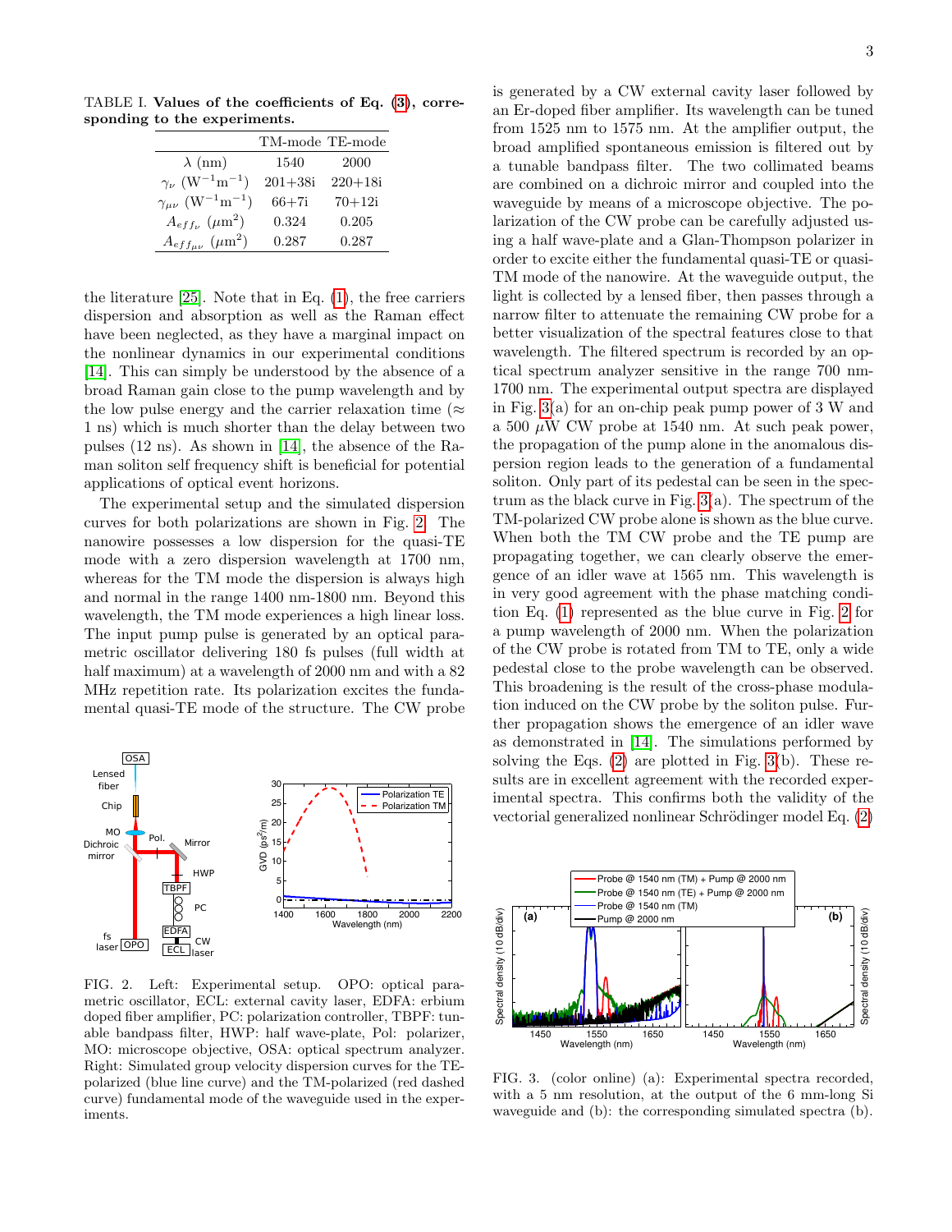TABLE I. **Values of the coefficients of Eq. (3), corresponding to the experiments.**

| | TM-mode | TE-mode |
|---|---|---|
| $\lambda$ (nm) | 1540 | 2000 |
| $\gamma_\nu$ ($\mathrm{W}^{-1}\mathrm{m}^{-1}$) | 201+38i | 220+18i |
| $\gamma_{\mu\nu}$ ($\mathrm{W}^{-1}\mathrm{m}^{-1}$) | 66+7i | 70+12i |
| $A_{eff_\nu}$ ($\mu\mathrm{m}^2$) | 0.324 | 0.205 |
| $A_{eff_{\mu\nu}}$ ($\mu\mathrm{m}^2$) | 0.287 | 0.287 |

the literature [25]. Note that in Eq. (1), the free carriers dispersion and absorption as well as the Raman effect have been neglected, as they have a marginal impact on the nonlinear dynamics in our experimental conditions [14]. This can simply be understood by the absence of a broad Raman gain close to the pump wavelength and by the low pulse energy and the carrier relaxation time ($\approx$ 1 ns) which is much shorter than the delay between two pulses (12 ns). As shown in [14], the absence of the Raman soliton self frequency shift is beneficial for potential applications of optical event horizons.

The experimental setup and the simulated dispersion curves for both polarizations are shown in Fig. 2. The nanowire possesses a low dispersion for the quasi-TE mode with a zero dispersion wavelength at 1700 nm, whereas for the TM mode the dispersion is always high and normal in the range 1400 nm-1800 nm. Beyond this wavelength, the TM mode experiences a high linear loss. The input pump pulse is generated by an optical parametric oscillator delivering 180 fs pulses (full width at half maximum) at a wavelength of 2000 nm and with a 82 MHz repetition rate. Its polarization excites the fundamental quasi-TE mode of the structure. The CW probe is generated by a CW external cavity laser followed by an Er-doped fiber amplifier. Its wavelength can be tuned from 1525 nm to 1575 nm. At the amplifier output, the broad amplified spontaneous emission is filtered out by a tunable bandpass filter. The two collimated beams are combined on a dichroic mirror and coupled into the waveguide by means of a microscope objective. The polarization of the CW probe can be carefully adjusted using a half wave-plate and a Glan-Thompson polarizer in order to excite either the fundamental quasi-TE or quasi-TM mode of the nanowire. At the waveguide output, the light is collected by a lensed fiber, then passes through a narrow filter to attenuate the remaining CW probe for a better visualization of the spectral features close to that wavelength. The filtered spectrum is recorded by an optical spectrum analyzer sensitive in the range 700 nm-1700 nm. The experimental output spectra are displayed in Fig. 3(a) for an on-chip peak pump power of 3 W and a 500 $\mu$W CW probe at 1540 nm. At such peak power, the propagation of the pump alone in the anomalous dispersion region leads to the generation of a fundamental soliton. Only part of its pedestal can be seen in the spectrum as the black curve in Fig. 3(a). The spectrum of the TM-polarized CW probe alone is shown as the blue curve. When both the TM CW probe and the TE pump are propagating together, we can clearly observe the emergence of an idler wave at 1565 nm. This wavelength is in very good agreement with the phase matching condition Eq. (1) represented as the blue curve in Fig. 2 for a pump wavelength of 2000 nm. When the polarization of the CW probe is rotated from TM to TE, only a wide pedestal close to the probe wavelength can be observed. This broadening is the result of the cross-phase modulation induced on the CW probe by the soliton pulse. Further propagation shows the emergence of an idler wave as demonstrated in [14]. The simulations performed by solving the Eqs. (2) are plotted in Fig. 3(b). These results are in excellent agreement with the recorded experimental spectra. This confirms both the validity of the vectorial generalized nonlinear Schrödinger model Eq. (2)

FIG. 2. Left: Experimental setup. OPO: optical parametric oscillator, ECL: external cavity laser, EDFA: erbium doped fiber amplifier, PC: polarization controller, TBPF: tunable bandpass filter, HWP: half wave-plate, Pol: polarizer, MO: microscope objective, OSA: optical spectrum analyzer. Right: Simulated group velocity dispersion curves for the TE-polarized (blue line curve) and the TM-polarized (red dashed curve) fundamental mode of the waveguide used in the experiments.

FIG. 3. (color online) (a): Experimental spectra recorded, with a 5 nm resolution, at the output of the 6 mm-long Si waveguide and (b): the corresponding simulated spectra (b).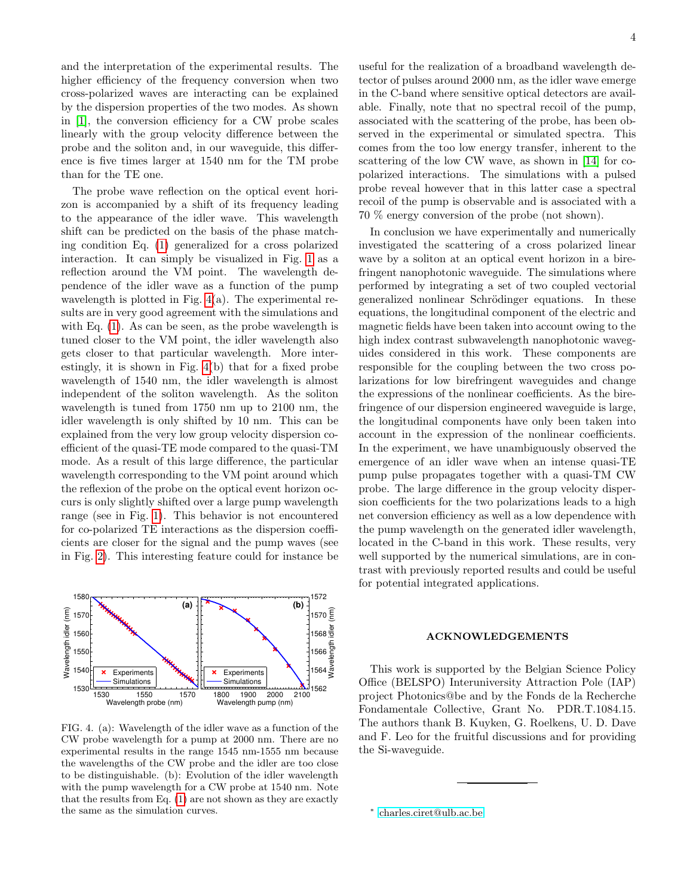and the interpretation of the experimental results. The higher efficiency of the frequency conversion when two cross-polarized waves are interacting can be explained by the dispersion properties of the two modes. As shown in [1], the conversion efficiency for a CW probe scales linearly with the group velocity difference between the probe and the soliton and, in our waveguide, this difference is five times larger at 1540 nm for the TM probe than for the TE one.

The probe wave reflection on the optical event horizon is accompanied by a shift of its frequency leading to the appearance of the idler wave. This wavelength shift can be predicted on the basis of the phase matching condition Eq. (1) generalized for a cross polarized interaction. It can simply be visualized in Fig. 1 as a reflection around the VM point. The wavelength dependence of the idler wave as a function of the pump wavelength is plotted in Fig. 4(a). The experimental results are in very good agreement with the simulations and with Eq. (1). As can be seen, as the probe wavelength is tuned closer to the VM point, the idler wavelength also gets closer to that particular wavelength. More interestingly, it is shown in Fig. 4(b) that for a fixed probe wavelength of 1540 nm, the idler wavelength is almost independent of the soliton wavelength. As the soliton wavelength is tuned from 1750 nm up to 2100 nm, the idler wavelength is only shifted by 10 nm. This can be explained from the very low group velocity dispersion coefficient of the quasi-TE mode compared to the quasi-TM mode. As a result of this large difference, the particular wavelength corresponding to the VM point around which the reflexion of the probe on the optical event horizon occurs is only slightly shifted over a large pump wavelength range (see in Fig. 1). This behavior is not encountered for co-polarized TE interactions as the dispersion coefficients are closer for the signal and the pump waves (see in Fig. 2). This interesting feature could for instance be useful for the realization of a broadband wavelength detector of pulses around 2000 nm, as the idler wave emerge in the C-band where sensitive optical detectors are available. Finally, note that no spectral recoil of the pump, associated with the scattering of the probe, has been observed in the experimental or simulated spectra. This comes from the too low energy transfer, inherent to the scattering of the low CW wave, as shown in [14] for co-polarized interactions. The simulations with a pulsed probe reveal however that in this latter case a spectral recoil of the pump is observable and is associated with a 70 % energy conversion of the probe (not shown).

FIG. 4. (a): Wavelength of the idler wave as a function of the CW probe wavelength for a pump at 2000 nm. There are no experimental results in the range 1545 nm-1555 nm because the wavelengths of the CW probe and the idler are too close to be distinguishable. (b): Evolution of the idler wavelength with the pump wavelength for a CW probe at 1540 nm. Note that the results from Eq. (1) are not shown as they are exactly the same as the simulation curves.

In conclusion we have experimentally and numerically investigated the scattering of a cross polarized linear wave by a soliton at an optical event horizon in a birefringent nanophotonic waveguide. The simulations where performed by integrating a set of two coupled vectorial generalized nonlinear Schrödinger equations. In these equations, the longitudinal component of the electric and magnetic fields have been taken into account owing to the high index contrast subwavelength nanophotonic waveguides considered in this work. These components are responsible for the coupling between the two cross polarizations for low birefringent waveguides and change the expressions of the nonlinear coefficients. As the birefringence of our dispersion engineered waveguide is large, the longitudinal components have only been taken into account in the expression of the nonlinear coefficients. In the experiment, we have unambiguously observed the emergence of an idler wave when an intense quasi-TE pump pulse propagates together with a quasi-TM CW probe. The large difference in the group velocity dispersion coefficients for the two polarizations leads to a high net conversion efficiency as well as a low dependence with the pump wavelength on the generated idler wavelength, located in the C-band in this work. These results, very well supported by the numerical simulations, are in contrast with previously reported results and could be useful for potential integrated applications.

## ACKNOWLEDGEMENTS

This work is supported by the Belgian Science Policy Office (BELSPO) Interuniversity Attraction Pole (IAP) project Photonics@be and by the Fonds de la Recherche Fondamentale Collective, Grant No. PDR.T.1084.15. The authors thank B. Kuyken, G. Roelkens, U. D. Dave and F. Leo for the fruitful discussions and for providing the Si-waveguide.

* charles.ciret@ulb.ac.be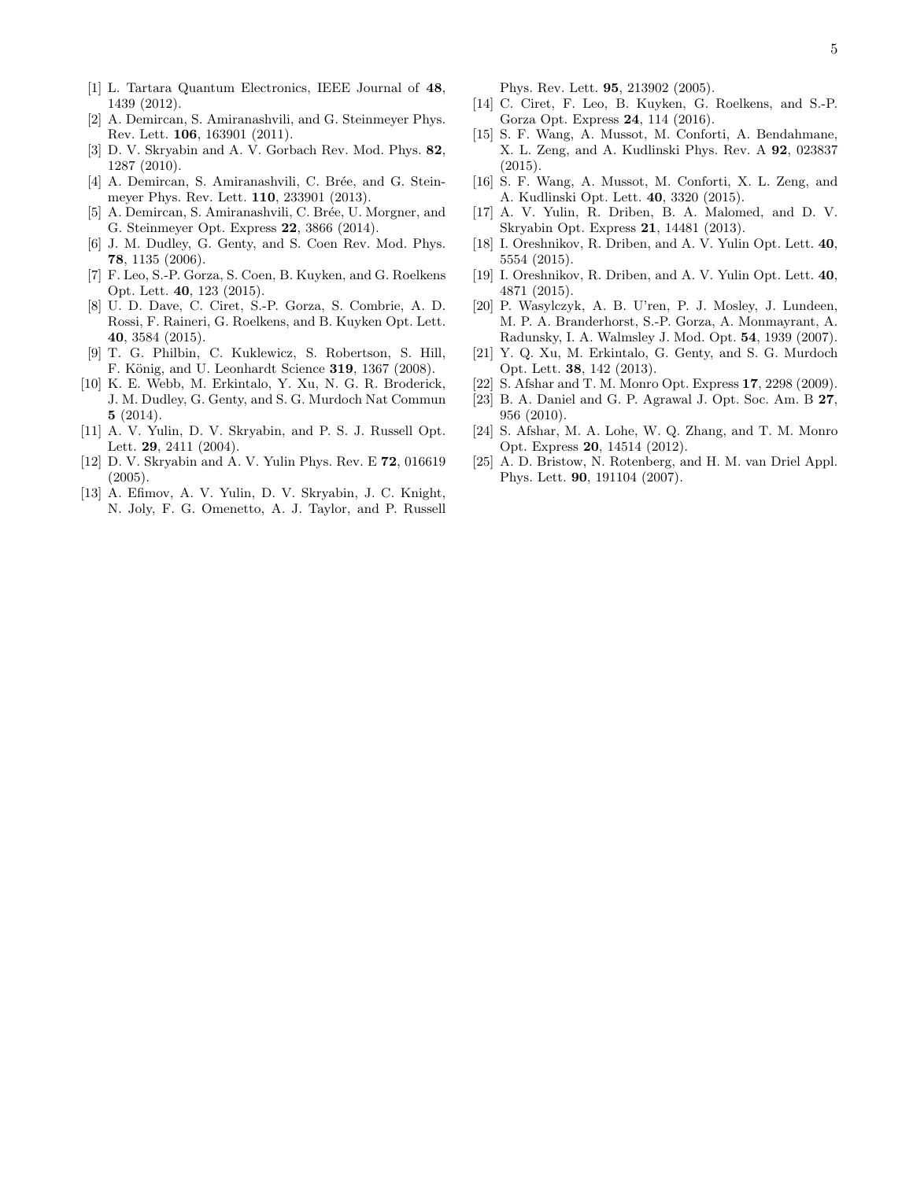[1] L. Tartara Quantum Electronics, IEEE Journal of **48**, 1439 (2012).

[2] A. Demircan, S. Amiranashvili, and G. Steinmeyer Phys. Rev. Lett. **106**, 163901 (2011).

[3] D. V. Skryabin and A. V. Gorbach Rev. Mod. Phys. **82**, 1287 (2010).

[4] A. Demircan, S. Amiranashvili, C. Brée, and G. Steinmeyer Phys. Rev. Lett. **110**, 233901 (2013).

[5] A. Demircan, S. Amiranashvili, C. Brée, U. Morgner, and G. Steinmeyer Opt. Express **22**, 3866 (2014).

[6] J. M. Dudley, G. Genty, and S. Coen Rev. Mod. Phys. **78**, 1135 (2006).

[7] F. Leo, S.-P. Gorza, S. Coen, B. Kuyken, and G. Roelkens Opt. Lett. **40**, 123 (2015).

[8] U. D. Dave, C. Ciret, S.-P. Gorza, S. Combrie, A. D. Rossi, F. Raineri, G. Roelkens, and B. Kuyken Opt. Lett. **40**, 3584 (2015).

[9] T. G. Philbin, C. Kuklewicz, S. Robertson, S. Hill, F. König, and U. Leonhardt Science **319**, 1367 (2008).

[10] K. E. Webb, M. Erkintalo, Y. Xu, N. G. R. Broderick, J. M. Dudley, G. Genty, and S. G. Murdoch Nat Commun **5** (2014).

[11] A. V. Yulin, D. V. Skryabin, and P. S. J. Russell Opt. Lett. **29**, 2411 (2004).

[12] D. V. Skryabin and A. V. Yulin Phys. Rev. E **72**, 016619 (2005).

[13] A. Efimov, A. V. Yulin, D. V. Skryabin, J. C. Knight, N. Joly, F. G. Omenetto, A. J. Taylor, and P. Russell Phys. Rev. Lett. **95**, 213902 (2005).

[14] C. Ciret, F. Leo, B. Kuyken, G. Roelkens, and S.-P. Gorza Opt. Express **24**, 114 (2016).

[15] S. F. Wang, A. Mussot, M. Conforti, A. Bendahmane, X. L. Zeng, and A. Kudlinski Phys. Rev. A **92**, 023837 (2015).

[16] S. F. Wang, A. Mussot, M. Conforti, X. L. Zeng, and A. Kudlinski Opt. Lett. **40**, 3320 (2015).

[17] A. V. Yulin, R. Driben, B. A. Malomed, and D. V. Skryabin Opt. Express **21**, 14481 (2013).

[18] I. Oreshnikov, R. Driben, and A. V. Yulin Opt. Lett. **40**, 5554 (2015).

[19] I. Oreshnikov, R. Driben, and A. V. Yulin Opt. Lett. **40**, 4871 (2015).

[20] P. Wasylczyk, A. B. U'ren, P. J. Mosley, J. Lundeen, M. P. A. Branderhorst, S.-P. Gorza, A. Monmayrant, A. Radunsky, I. A. Walmsley J. Mod. Opt. **54**, 1939 (2007).

[21] Y. Q. Xu, M. Erkintalo, G. Genty, and S. G. Murdoch Opt. Lett. **38**, 142 (2013).

[22] S. Afshar and T. M. Monro Opt. Express **17**, 2298 (2009).

[23] B. A. Daniel and G. P. Agrawal J. Opt. Soc. Am. B **27**, 956 (2010).

[24] S. Afshar, M. A. Lohe, W. Q. Zhang, and T. M. Monro Opt. Express **20**, 14514 (2012).

[25] A. D. Bristow, N. Rotenberg, and H. M. van Driel Appl. Phys. Lett. **90**, 191104 (2007).